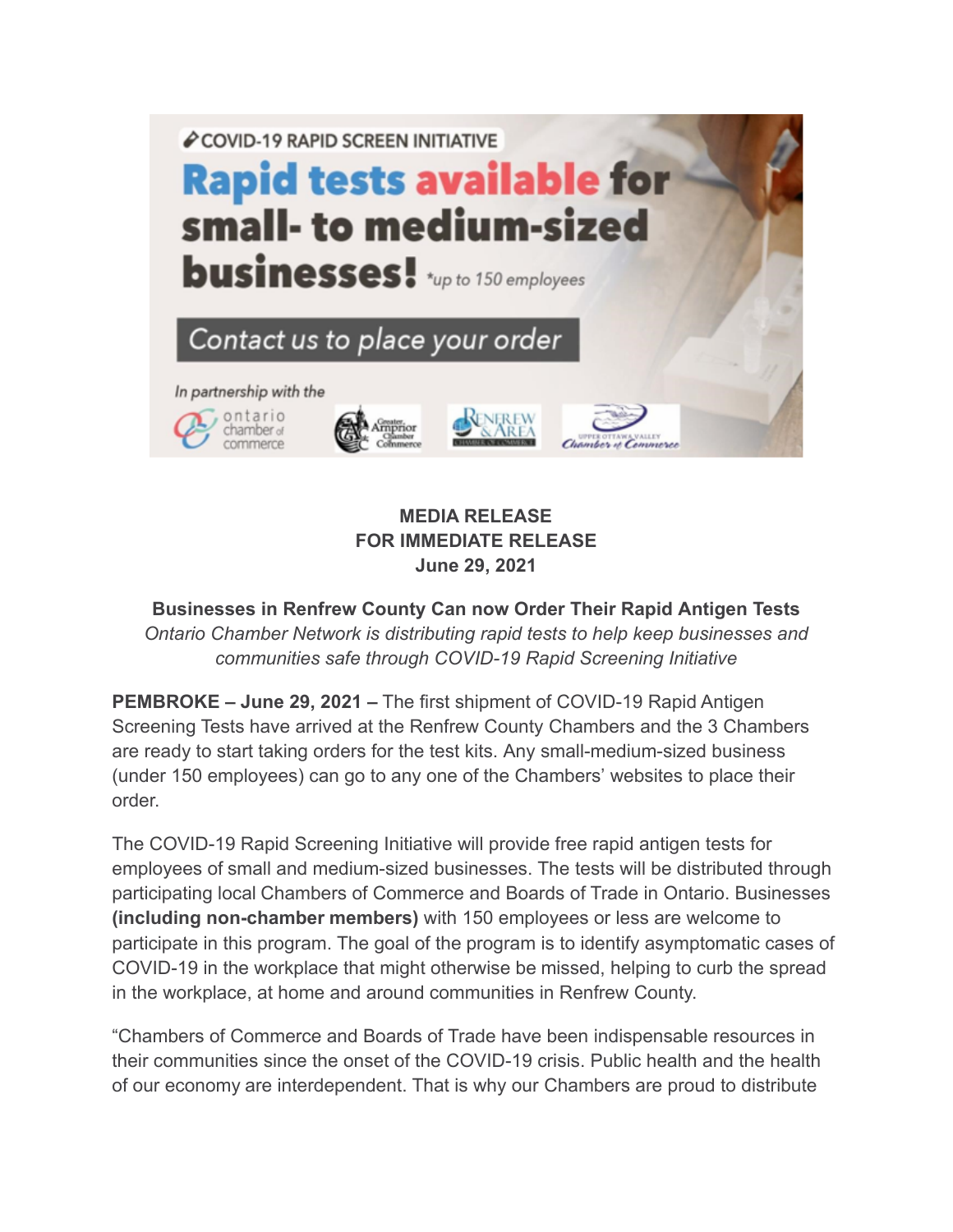COVID-19 RAPID SCREEN INITIATIVE

**Rapid tests available for small- to medium-sized businesses!** *up to 150 employees

Contact us to place your order

In partnership with the ontario chamber of commerce, Greater Arnprior Chamber of Commerce, Renfrew & Area Chamber of Commerce, Upper Ottawa Valley Chamber of Commerce

**MEDIA RELEASE**
**FOR IMMEDIATE RELEASE**
**June 29, 2021**

**Businesses in Renfrew County Can now Order Their Rapid Antigen Tests**
*Ontario Chamber Network is distributing rapid tests to help keep businesses and communities safe through COVID-19 Rapid Screening Initiative*

**PEMBROKE – June 29, 2021 –** The first shipment of COVID-19 Rapid Antigen Screening Tests have arrived at the Renfrew County Chambers and the 3 Chambers are ready to start taking orders for the test kits. Any small-medium-sized business (under 150 employees) can go to any one of the Chambers' websites to place their order.

The COVID-19 Rapid Screening Initiative will provide free rapid antigen tests for employees of small and medium-sized businesses. The tests will be distributed through participating local Chambers of Commerce and Boards of Trade in Ontario. Businesses **(including non-chamber members)** with 150 employees or less are welcome to participate in this program. The goal of the program is to identify asymptomatic cases of COVID-19 in the workplace that might otherwise be missed, helping to curb the spread in the workplace, at home and around communities in Renfrew County.

"Chambers of Commerce and Boards of Trade have been indispensable resources in their communities since the onset of the COVID-19 crisis. Public health and the health of our economy are interdependent. That is why our Chambers are proud to distribute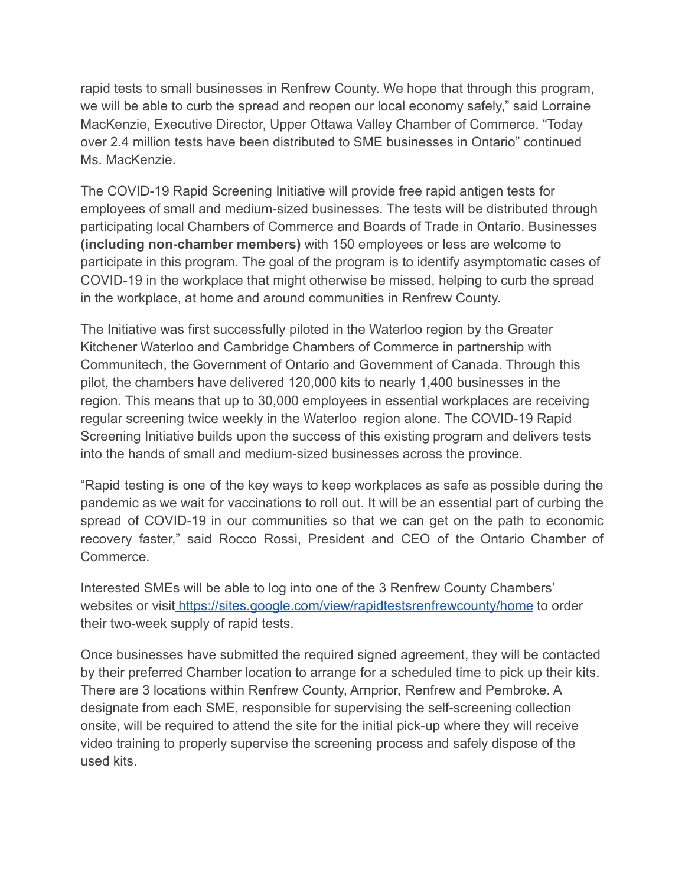rapid tests to small businesses in Renfrew County. We hope that through this program, we will be able to curb the spread and reopen our local economy safely," said Lorraine MacKenzie, Executive Director, Upper Ottawa Valley Chamber of Commerce. "Today over 2.4 million tests have been distributed to SME businesses in Ontario" continued Ms. MacKenzie.

The COVID-19 Rapid Screening Initiative will provide free rapid antigen tests for employees of small and medium-sized businesses. The tests will be distributed through participating local Chambers of Commerce and Boards of Trade in Ontario. Businesses **(including non-chamber members)** with 150 employees or less are welcome to participate in this program. The goal of the program is to identify asymptomatic cases of COVID-19 in the workplace that might otherwise be missed, helping to curb the spread in the workplace, at home and around communities in Renfrew County.

The Initiative was first successfully piloted in the Waterloo region by the Greater Kitchener Waterloo and Cambridge Chambers of Commerce in partnership with Communitech, the Government of Ontario and Government of Canada. Through this pilot, the chambers have delivered 120,000 kits to nearly 1,400 businesses in the region. This means that up to 30,000 employees in essential workplaces are receiving regular screening twice weekly in the Waterloo region alone. The COVID-19 Rapid Screening Initiative builds upon the success of this existing program and delivers tests into the hands of small and medium-sized businesses across the province.

"Rapid testing is one of the key ways to keep workplaces as safe as possible during the pandemic as we wait for vaccinations to roll out. It will be an essential part of curbing the spread of COVID-19 in our communities so that we can get on the path to economic recovery faster," said Rocco Rossi, President and CEO of the Ontario Chamber of Commerce.

Interested SMEs will be able to log into one of the 3 Renfrew County Chambers' websites or visit [https://sites.google.com/view/rapidtestsrenfrewcounty/home](https://sites.google.com/view/rapidtestsrenfrewcounty/home) to order their two-week supply of rapid tests.

Once businesses have submitted the required signed agreement, they will be contacted by their preferred Chamber location to arrange for a scheduled time to pick up their kits. There are 3 locations within Renfrew County, Arnprior, Renfrew and Pembroke. A designate from each SME, responsible for supervising the self-screening collection onsite, will be required to attend the site for the initial pick-up where they will receive video training to properly supervise the screening process and safely dispose of the used kits.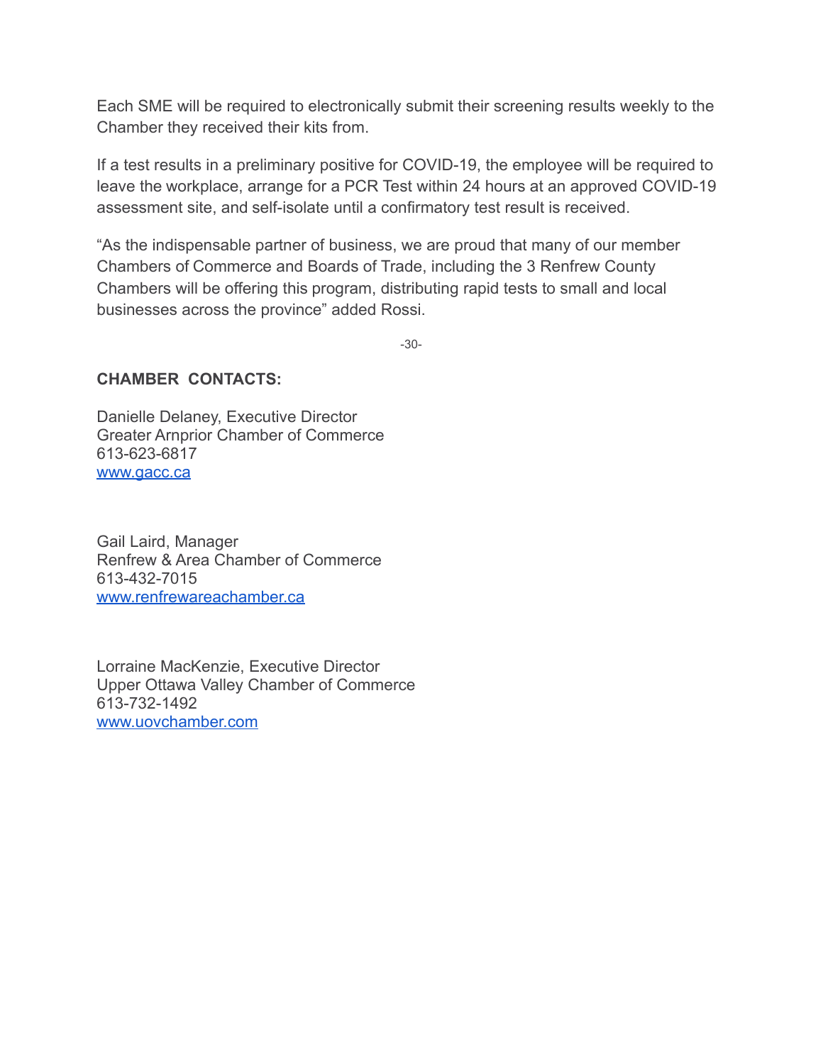Each SME will be required to electronically submit their screening results weekly to the Chamber they received their kits from.

If a test results in a preliminary positive for COVID-19, the employee will be required to leave the workplace, arrange for a PCR Test within 24 hours at an approved COVID-19 assessment site, and self-isolate until a confirmatory test result is received.

“As the indispensable partner of business, we are proud that many of our member Chambers of Commerce and Boards of Trade, including the 3 Renfrew County Chambers will be offering this program, distributing rapid tests to small and local businesses across the province” added Rossi.

-30-

**CHAMBER CONTACTS:**

Danielle Delaney, Executive Director
Greater Arnprior Chamber of Commerce
613-623-6817
www.gacc.ca

Gail Laird, Manager
Renfrew & Area Chamber of Commerce
613-432-7015
www.renfrewareachamber.ca

Lorraine MacKenzie, Executive Director
Upper Ottawa Valley Chamber of Commerce
613-732-1492
www.uovchamber.com